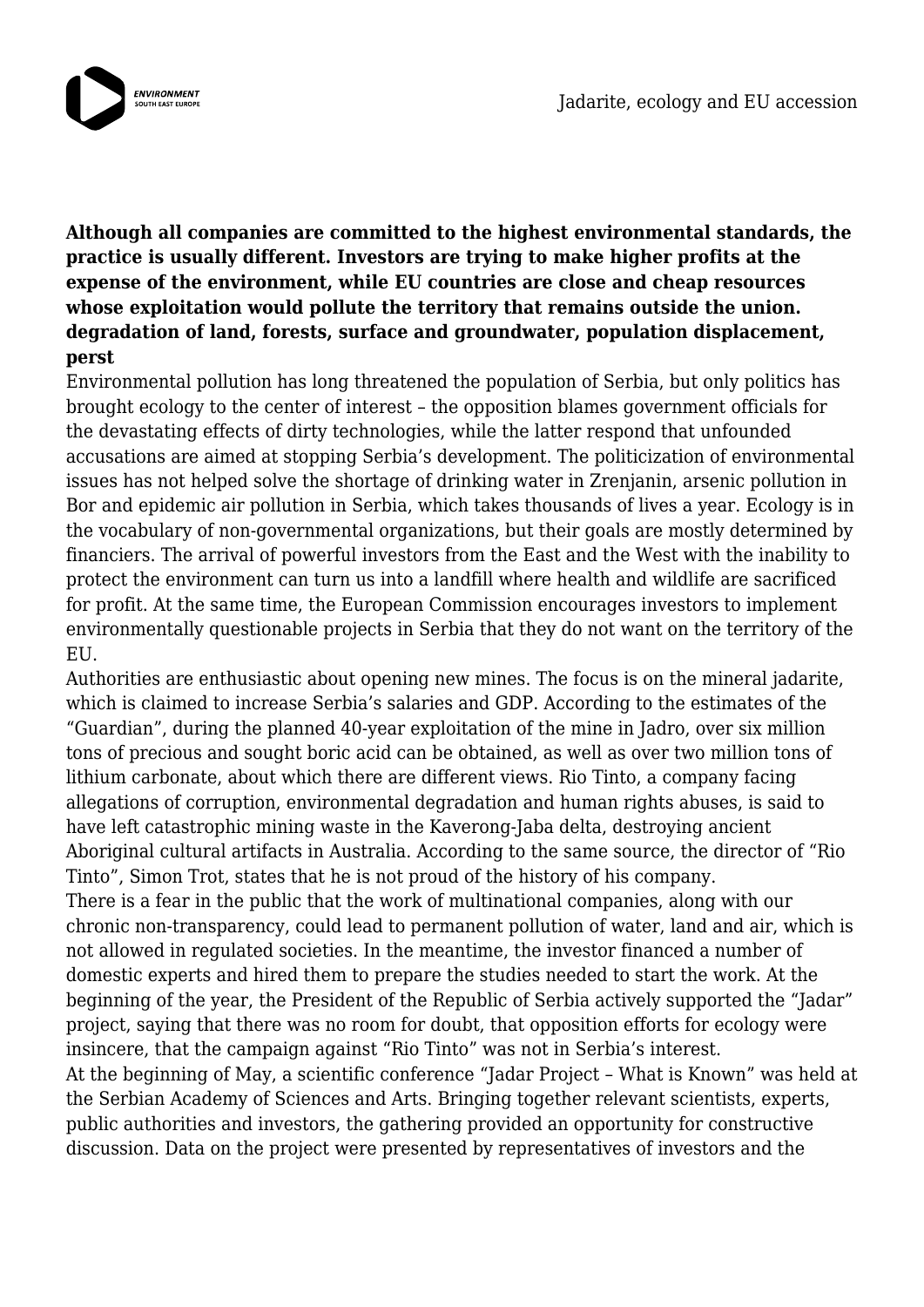**Although all companies are committed to the highest environmental standards, the practice is usually different. Investors are trying to make higher profits at the expense of the environment, while EU countries are close and cheap resources whose exploitation would pollute the territory that remains outside the union. degradation of land, forests, surface and groundwater, population displacement, perst**

Environmental pollution has long threatened the population of Serbia, but only politics has brought ecology to the center of interest – the opposition blames government officials for the devastating effects of dirty technologies, while the latter respond that unfounded accusations are aimed at stopping Serbia's development. The politicization of environmental issues has not helped solve the shortage of drinking water in Zrenjanin, arsenic pollution in Bor and epidemic air pollution in Serbia, which takes thousands of lives a year. Ecology is in the vocabulary of non-governmental organizations, but their goals are mostly determined by financiers. The arrival of powerful investors from the East and the West with the inability to protect the environment can turn us into a landfill where health and wildlife are sacrificed for profit. At the same time, the European Commission encourages investors to implement environmentally questionable projects in Serbia that they do not want on the territory of the EU.

Authorities are enthusiastic about opening new mines. The focus is on the mineral jadarite, which is claimed to increase Serbia's salaries and GDP. According to the estimates of the "Guardian", during the planned 40-year exploitation of the mine in Jadro, over six million tons of precious and sought boric acid can be obtained, as well as over two million tons of lithium carbonate, about which there are different views. Rio Tinto, a company facing allegations of corruption, environmental degradation and human rights abuses, is said to have left catastrophic mining waste in the Kaverong-Jaba delta, destroying ancient Aboriginal cultural artifacts in Australia. According to the same source, the director of "Rio Tinto", Simon Trot, states that he is not proud of the history of his company.

There is a fear in the public that the work of multinational companies, along with our chronic non-transparency, could lead to permanent pollution of water, land and air, which is not allowed in regulated societies. In the meantime, the investor financed a number of domestic experts and hired them to prepare the studies needed to start the work. At the beginning of the year, the President of the Republic of Serbia actively supported the "Jadar" project, saying that there was no room for doubt, that opposition efforts for ecology were insincere, that the campaign against "Rio Tinto" was not in Serbia's interest.

At the beginning of May, a scientific conference "Jadar Project – What is Known" was held at the Serbian Academy of Sciences and Arts. Bringing together relevant scientists, experts, public authorities and investors, the gathering provided an opportunity for constructive discussion. Data on the project were presented by representatives of investors and the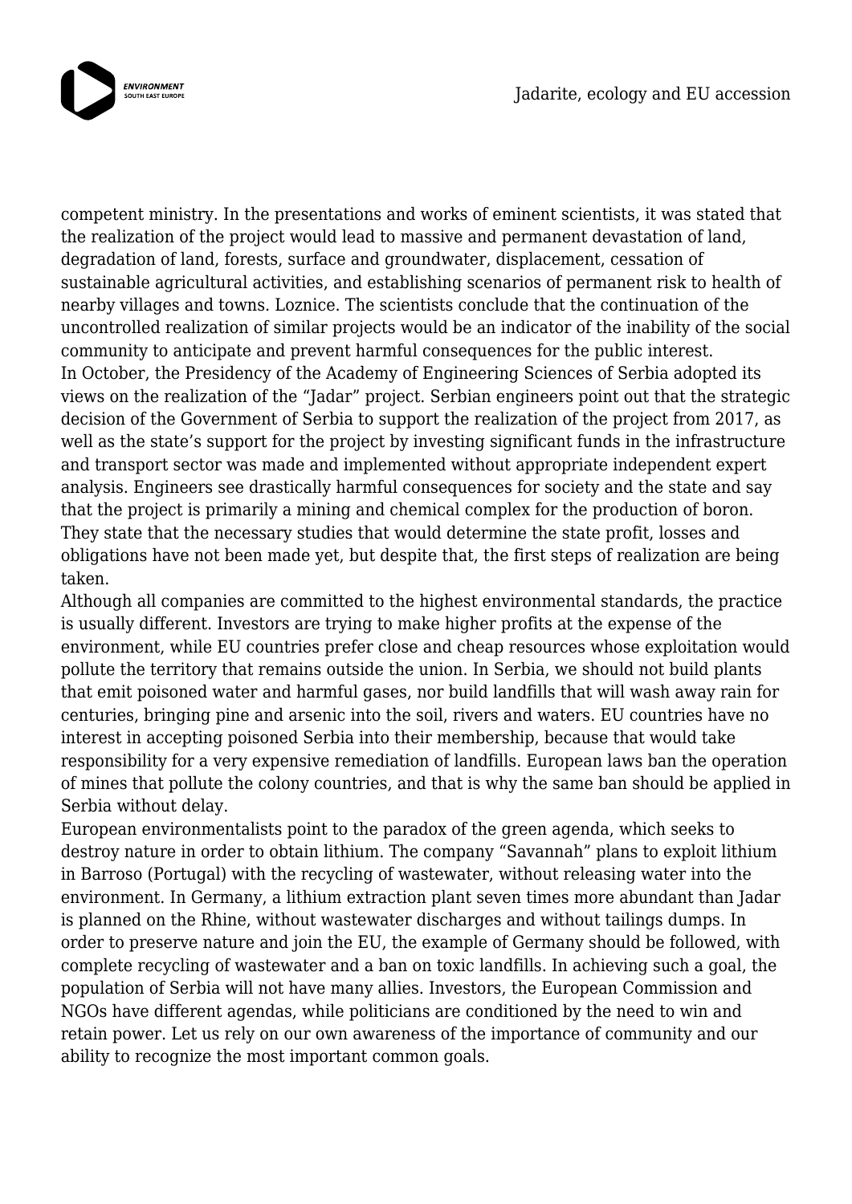competent ministry. In the presentations and works of eminent scientists, it was stated that the realization of the project would lead to massive and permanent devastation of land, degradation of land, forests, surface and groundwater, displacement, cessation of sustainable agricultural activities, and establishing scenarios of permanent risk to health of nearby villages and towns. Loznice. The scientists conclude that the continuation of the uncontrolled realization of similar projects would be an indicator of the inability of the social community to anticipate and prevent harmful consequences for the public interest.

In October, the Presidency of the Academy of Engineering Sciences of Serbia adopted its views on the realization of the "Jadar" project. Serbian engineers point out that the strategic decision of the Government of Serbia to support the realization of the project from 2017, as well as the state's support for the project by investing significant funds in the infrastructure and transport sector was made and implemented without appropriate independent expert analysis. Engineers see drastically harmful consequences for society and the state and say that the project is primarily a mining and chemical complex for the production of boron. They state that the necessary studies that would determine the state profit, losses and obligations have not been made yet, but despite that, the first steps of realization are being taken.

Although all companies are committed to the highest environmental standards, the practice is usually different. Investors are trying to make higher profits at the expense of the environment, while EU countries prefer close and cheap resources whose exploitation would pollute the territory that remains outside the union. In Serbia, we should not build plants that emit poisoned water and harmful gases, nor build landfills that will wash away rain for centuries, bringing pine and arsenic into the soil, rivers and waters. EU countries have no interest in accepting poisoned Serbia into their membership, because that would take responsibility for a very expensive remediation of landfills. European laws ban the operation of mines that pollute the colony countries, and that is why the same ban should be applied in Serbia without delay.

European environmentalists point to the paradox of the green agenda, which seeks to destroy nature in order to obtain lithium. The company "Savannah" plans to exploit lithium in Barroso (Portugal) with the recycling of wastewater, without releasing water into the environment. In Germany, a lithium extraction plant seven times more abundant than Jadar is planned on the Rhine, without wastewater discharges and without tailings dumps. In order to preserve nature and join the EU, the example of Germany should be followed, with complete recycling of wastewater and a ban on toxic landfills. In achieving such a goal, the population of Serbia will not have many allies. Investors, the European Commission and NGOs have different agendas, while politicians are conditioned by the need to win and retain power. Let us rely on our own awareness of the importance of community and our ability to recognize the most important common goals.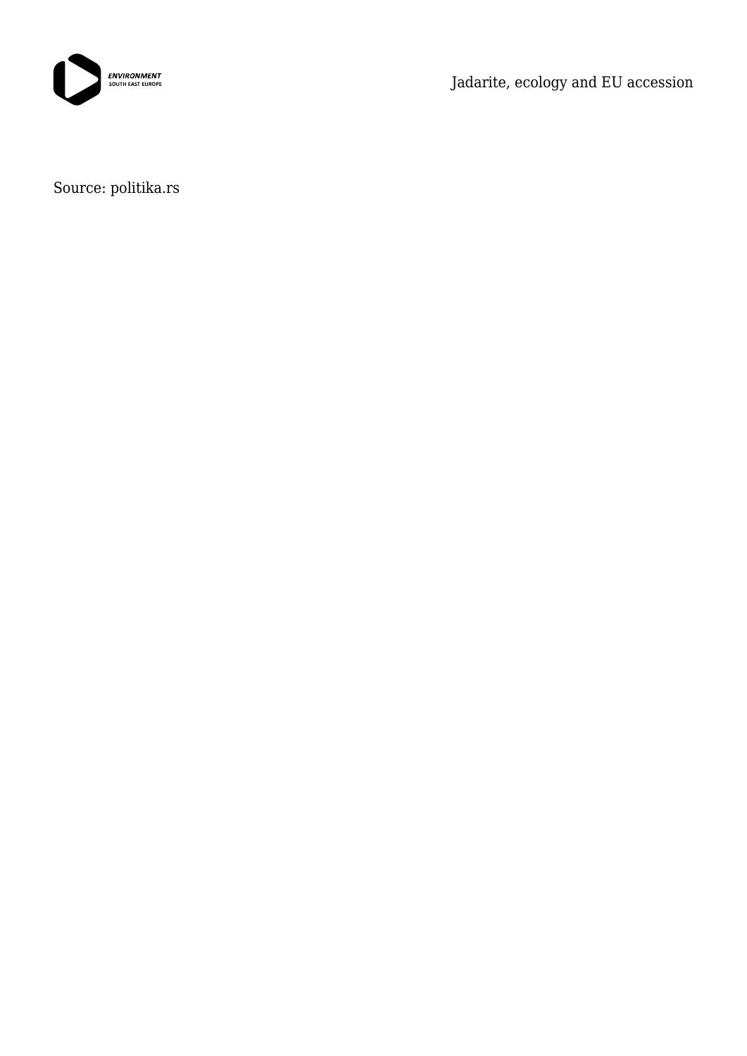Source: politika.rs